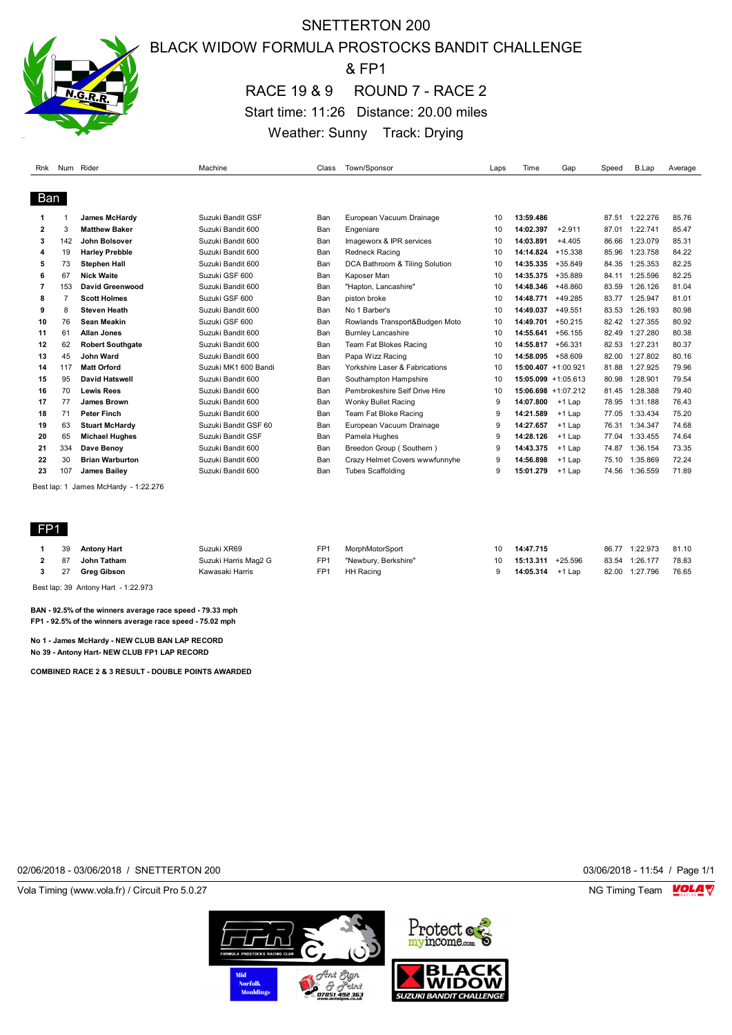# SNETTERTON 200

## BLACK WIDOW FORMULA PROSTOCKS BANDIT CHALLENGE & FP1

## RACE 19 & 9 ROUND 7 - RACE 2

Start time: 11:26 Distance: 20.00 miles

Weather: Sunny Track: Drying

### Ban

| Rnk | Num | Rider | Machine | Class | Town/Sponsor | Laps | Time | Gap | Speed | B.Lap | Average |
|---|---|---|---|---|---|---|---|---|---|---|---|
| 1 | 1 | **James McHardy** | Suzuki Bandit GSF | Ban | European Vacuum Drainage | 10 | **13:59.486** | | 87.51 | 1:22.276 | 85.76 |
| 2 | 3 | **Matthew Baker** | Suzuki Bandit 600 | Ban | Engeniare | 10 | **14:02.397** | +2.911 | 87.01 | 1:22.741 | 85.47 |
| 3 | 142 | **John Bolsover** | Suzuki Bandit 600 | Ban | Imageworx & IPR services | 10 | **14:03.891** | +4.405 | 86.66 | 1:23.079 | 85.31 |
| 4 | 19 | **Harley Prebble** | Suzuki Bandit 600 | Ban | Redneck Racing | 10 | **14:14.824** | +15.338 | 85.96 | 1:23.758 | 84.22 |
| 5 | 73 | **Stephen Hall** | Suzuki Bandit 600 | Ban | DCA Bathroom & Tiling Solution | 10 | **14:35.335** | +35.849 | 84.35 | 1:25.353 | 82.25 |
| 6 | 67 | **Nick Waite** | Suzuki GSF 600 | Ban | Kaposer Man | 10 | **14:35.375** | +35.889 | 84.11 | 1:25.596 | 82.25 |
| 7 | 153 | **David Greenwood** | Suzuki Bandit 600 | Ban | "Hapton, Lancashire" | 10 | **14:48.346** | +48.860 | 83.59 | 1:26.126 | 81.04 |
| 8 | 7 | **Scott Holmes** | Suzuki GSF 600 | Ban | piston broke | 10 | **14:48.771** | +49.285 | 83.77 | 1:25.947 | 81.01 |
| 9 | 8 | **Steven Heath** | Suzuki Bandit 600 | Ban | No 1 Barber's | 10 | **14:49.037** | +49.551 | 83.53 | 1:26.193 | 80.98 |
| 10 | 76 | **Sean Meakin** | Suzuki GSF 600 | Ban | Rowlands Transport&Budgen Moto | 10 | **14:49.701** | +50.215 | 82.42 | 1:27.355 | 80.92 |
| 11 | 61 | **Allan Jones** | Suzuki Bandit 600 | Ban | Burnley Lancashire | 10 | **14:55.641** | +56.155 | 82.49 | 1:27.280 | 80.38 |
| 12 | 62 | **Robert Southgate** | Suzuki Bandit 600 | Ban | Team Fat Blokes Racing | 10 | **14:55.817** | +56.331 | 82.53 | 1:27.231 | 80.37 |
| 13 | 45 | **John Ward** | Suzuki Bandit 600 | Ban | Papa Wizz Racing | 10 | **14:58.095** | +58.609 | 82.00 | 1:27.802 | 80.16 |
| 14 | 117 | **Matt Orford** | Suzuki MK1 600 Bandi | Ban | Yorkshire Laser & Fabrications | 10 | **15:00.407** | +1:00.921 | 81.88 | 1:27.925 | 79.96 |
| 15 | 95 | **David Hatswell** | Suzuki Bandit 600 | Ban | Southampton Hampshire | 10 | **15:05.099** | +1:05.613 | 80.98 | 1:28.901 | 79.54 |
| 16 | 70 | **Lewis Rees** | Suzuki Bandit 600 | Ban | Pembrokeshire Self Drive Hire | 10 | **15:06.698** | +1:07.212 | 81.45 | 1:28.388 | 79.40 |
| 17 | 77 | **James Brown** | Suzuki Bandit 600 | Ban | Wonky Bullet Racing | 9 | **14:07.800** | +1 Lap | 78.95 | 1:31.188 | 76.43 |
| 18 | 71 | **Peter Finch** | Suzuki Bandit 600 | Ban | Team Fat Bloke Racing | 9 | **14:21.589** | +1 Lap | 77.05 | 1:33.434 | 75.20 |
| 19 | 63 | **Stuart McHardy** | Suzuki Bandit GSF 60 | Ban | European Vacuum Drainage | 9 | **14:27.657** | +1 Lap | 76.31 | 1:34.347 | 74.68 |
| 20 | 65 | **Michael Hughes** | Suzuki Bandit GSF | Ban | Pamela Hughes | 9 | **14:28.126** | +1 Lap | 77.04 | 1:33.455 | 74.64 |
| 21 | 334 | **Dave Benoy** | Suzuki Bandit 600 | Ban | Breedon Group ( Southern ) | 9 | **14:43.375** | +1 Lap | 74.87 | 1:36.154 | 73.35 |
| 22 | 30 | **Brian Warburton** | Suzuki Bandit 600 | Ban | Crazy Helmet Covers wwwfunnyhe | 9 | **14:56.898** | +1 Lap | 75.10 | 1:35.869 | 72.24 |
| 23 | 107 | **James Bailey** | Suzuki Bandit 600 | Ban | Tubes Scaffolding | 9 | **15:01.279** | +1 Lap | 74.56 | 1:36.559 | 71.89 |

Best lap: 1 James McHardy - 1:22.276

### FP1

| Rnk | Num | Rider | Machine | Class | Town/Sponsor | Laps | Time | Gap | Speed | B.Lap | Average |
|---|---|---|---|---|---|---|---|---|---|---|---|
| 1 | 39 | **Antony Hart** | Suzuki XR69 | FP1 | MorphMotorSport | 10 | **14:47.715** | | 86.77 | 1:22.973 | 81.10 |
| 2 | 87 | **John Tatham** | Suzuki Harris Mag2 G | FP1 | "Newbury, Berkshire" | 10 | **15:13.311** | +25.596 | 83.54 | 1:26.177 | 78.83 |
| 3 | 27 | **Greg Gibson** | Kawasaki Harris | FP1 | HH Racing | 9 | **14:05.314** | +1 Lap | 82.00 | 1:27.796 | 76.65 |

Best lap: 39 Antony Hart - 1:22.973

**BAN - 92.5% of the winners average race speed - 79.33 mph**
**FP1 - 92.5% of the winners average race speed - 75.02 mph**

**No 1 - James McHardy - NEW CLUB BAN LAP RECORD**
**No 39 - Antony Hart- NEW CLUB FP1 LAP RECORD**

**COMBINED RACE 2 & 3 RESULT - DOUBLE POINTS AWARDED**

02/06/2018 - 03/06/2018 / SNETTERTON 200 — 03/06/2018 - 11:54

Vola Timing (www.vola.fr) / Circuit Pro 5.0.27 — NG Timing Team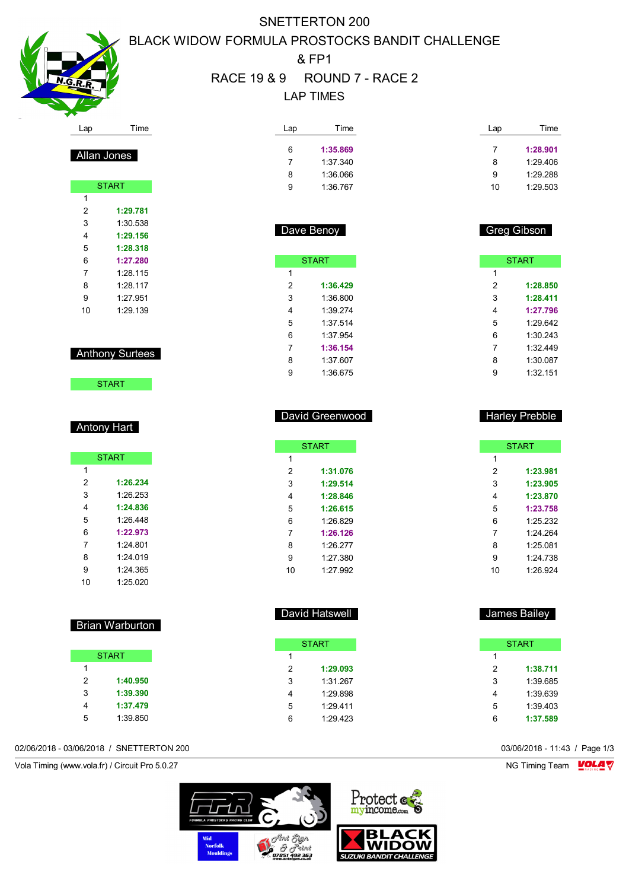# SNETTERTON 200

## BLACK WIDOW FORMULA PROSTOCKS BANDIT CHALLENGE & FP1

## RACE 19 & 9 ROUND 7 - RACE 2

## LAP TIMES

| Lap | Time |
|---|---|
| 6 | **1:35.869** |
| 7 | 1:37.340 |
| 8 | 1:36.066 |
| 9 | 1:36.767 |

| Lap | Time |
|---|---|
| 7 | **1:28.901** |
| 8 | 1:29.406 |
| 9 | 1:29.288 |
| 10 | 1:29.503 |

### Allan Jones

| Lap | Time |
|---|---|
| START | |
| 1 | |
| 2 | **1:29.781** |
| 3 | 1:30.538 |
| 4 | **1:29.156** |
| 5 | **1:28.318** |
| 6 | **1:27.280** |
| 7 | 1:28.115 |
| 8 | 1:28.117 |
| 9 | 1:27.951 |
| 10 | 1:29.139 |

### Anthony Surtees

| Lap | Time |
|---|---|
| START | |

### Antony Hart

| Lap | Time |
|---|---|
| START | |
| 1 | |
| 2 | **1:26.234** |
| 3 | 1:26.253 |
| 4 | **1:24.836** |
| 5 | 1:26.448 |
| 6 | **1:22.973** |
| 7 | 1:24.801 |
| 8 | 1:24.019 |
| 9 | 1:24.365 |
| 10 | 1:25.020 |

### Brian Warburton

| Lap | Time |
|---|---|
| START | |
| 1 | |
| 2 | **1:40.950** |
| 3 | **1:39.390** |
| 4 | **1:37.479** |
| 5 | 1:39.850 |

### Dave Benoy

| Lap | Time |
|---|---|
| START | |
| 1 | |
| 2 | **1:36.429** |
| 3 | 1:36.800 |
| 4 | 1:39.274 |
| 5 | 1:37.514 |
| 6 | 1:37.954 |
| 7 | **1:36.154** |
| 8 | 1:37.607 |
| 9 | 1:36.675 |

### David Greenwood

| Lap | Time |
|---|---|
| START | |
| 1 | |
| 2 | **1:31.076** |
| 3 | **1:29.514** |
| 4 | **1:28.846** |
| 5 | **1:26.615** |
| 6 | 1:26.829 |
| 7 | **1:26.126** |
| 8 | 1:26.277 |
| 9 | 1:27.380 |
| 10 | 1:27.992 |

### David Hatswell

| Lap | Time |
|---|---|
| START | |
| 1 | |
| 2 | **1:29.093** |
| 3 | 1:31.267 |
| 4 | 1:29.898 |
| 5 | 1:29.411 |
| 6 | 1:29.423 |

### Greg Gibson

| Lap | Time |
|---|---|
| START | |
| 1 | |
| 2 | **1:28.850** |
| 3 | **1:28.411** |
| 4 | **1:27.796** |
| 5 | 1:29.642 |
| 6 | 1:30.243 |
| 7 | 1:32.449 |
| 8 | 1:30.087 |
| 9 | 1:32.151 |

### Harley Prebble

| Lap | Time |
|---|---|
| START | |
| 1 | |
| 2 | **1:23.981** |
| 3 | **1:23.905** |
| 4 | **1:23.870** |
| 5 | **1:23.758** |
| 6 | 1:25.232 |
| 7 | 1:24.264 |
| 8 | 1:25.081 |
| 9 | 1:24.738 |
| 10 | 1:26.924 |

### James Bailey

| Lap | Time |
|---|---|
| START | |
| 1 | |
| 2 | **1:38.711** |
| 3 | 1:39.685 |
| 4 | 1:39.639 |
| 5 | 1:39.403 |
| 6 | **1:37.589** |

02/06/2018 - 03/06/2018 / SNETTERTON 200

03/06/2018 - 11:43

Vola Timing (www.vola.fr) / Circuit Pro 5.0.27

NG Timing Team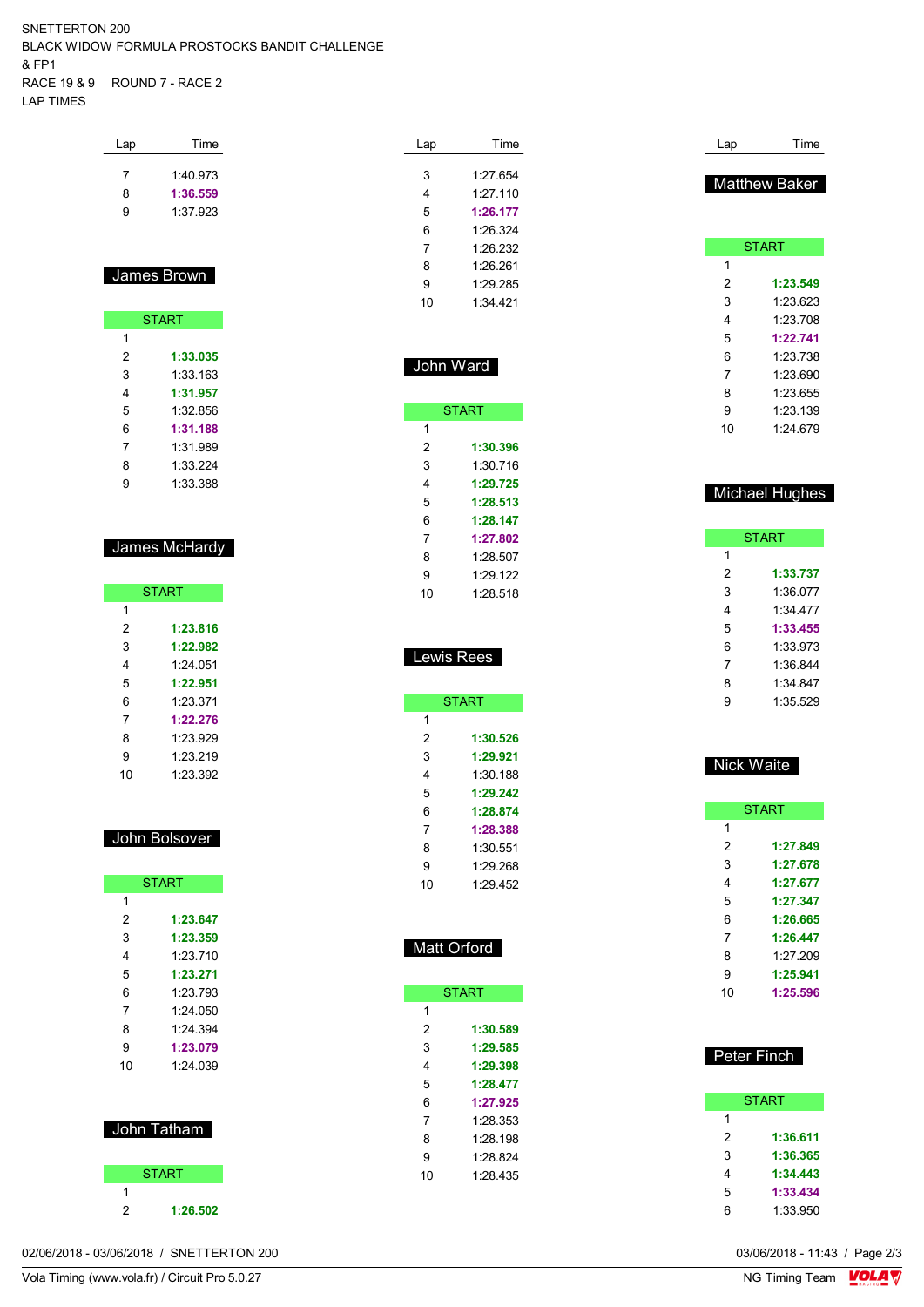SNETTERTON 200
BLACK WIDOW FORMULA PROSTOCKS BANDIT CHALLENGE
& FP1
RACE 19 & 9    ROUND 7 - RACE 2
LAP TIMES

| Lap | Time |
|---|---|
| 7 | 1:40.973 |
| 8 | **1:36.559** |
| 9 | 1:37.923 |

## James Brown

| Lap | Time |
|---|---|
| START | |
| 1 | |
| 2 | **1:33.035** |
| 3 | 1:33.163 |
| 4 | **1:31.957** |
| 5 | 1:32.856 |
| 6 | **1:31.188** |
| 7 | 1:31.989 |
| 8 | 1:33.224 |
| 9 | 1:33.388 |

## James McHardy

| Lap | Time |
|---|---|
| START | |
| 1 | |
| 2 | **1:23.816** |
| 3 | **1:22.982** |
| 4 | 1:24.051 |
| 5 | **1:22.951** |
| 6 | 1:23.371 |
| 7 | **1:22.276** |
| 8 | 1:23.929 |
| 9 | 1:23.219 |
| 10 | 1:23.392 |

## John Bolsover

| Lap | Time |
|---|---|
| START | |
| 1 | |
| 2 | **1:23.647** |
| 3 | **1:23.359** |
| 4 | 1:23.710 |
| 5 | **1:23.271** |
| 6 | 1:23.793 |
| 7 | 1:24.050 |
| 8 | 1:24.394 |
| 9 | **1:23.079** |
| 10 | 1:24.039 |

## John Tatham

| Lap | Time |
|---|---|
| START | |
| 1 | |
| 2 | **1:26.502** |
| 3 | 1:27.654 |
| 4 | 1:27.110 |
| 5 | **1:26.177** |
| 6 | 1:26.324 |
| 7 | 1:26.232 |
| 8 | 1:26.261 |
| 9 | 1:29.285 |
| 10 | 1:34.421 |

## John Ward

| Lap | Time |
|---|---|
| START | |
| 1 | |
| 2 | **1:30.396** |
| 3 | 1:30.716 |
| 4 | **1:29.725** |
| 5 | **1:28.513** |
| 6 | **1:28.147** |
| 7 | **1:27.802** |
| 8 | 1:28.507 |
| 9 | 1:29.122 |
| 10 | 1:28.518 |

## Lewis Rees

| Lap | Time |
|---|---|
| START | |
| 1 | |
| 2 | **1:30.526** |
| 3 | **1:29.921** |
| 4 | 1:30.188 |
| 5 | **1:29.242** |
| 6 | **1:28.874** |
| 7 | **1:28.388** |
| 8 | 1:30.551 |
| 9 | 1:29.268 |
| 10 | 1:29.452 |

## Matt Orford

| Lap | Time |
|---|---|
| START | |
| 1 | |
| 2 | **1:30.589** |
| 3 | **1:29.585** |
| 4 | **1:29.398** |
| 5 | **1:28.477** |
| 6 | **1:27.925** |
| 7 | 1:28.353 |
| 8 | 1:28.198 |
| 9 | 1:28.824 |
| 10 | 1:28.435 |

## Matthew Baker

| Lap | Time |
|---|---|
| START | |
| 1 | |
| 2 | **1:23.549** |
| 3 | 1:23.623 |
| 4 | 1:23.708 |
| 5 | **1:22.741** |
| 6 | 1:23.738 |
| 7 | 1:23.690 |
| 8 | 1:23.655 |
| 9 | 1:23.139 |
| 10 | 1:24.679 |

## Michael Hughes

| Lap | Time |
|---|---|
| START | |
| 1 | |
| 2 | **1:33.737** |
| 3 | 1:36.077 |
| 4 | 1:34.477 |
| 5 | **1:33.455** |
| 6 | 1:33.973 |
| 7 | 1:36.844 |
| 8 | 1:34.847 |
| 9 | 1:35.529 |

## Nick Waite

| Lap | Time |
|---|---|
| START | |
| 1 | |
| 2 | **1:27.849** |
| 3 | **1:27.678** |
| 4 | **1:27.677** |
| 5 | **1:27.347** |
| 6 | **1:26.665** |
| 7 | **1:26.447** |
| 8 | 1:27.209 |
| 9 | **1:25.941** |
| 10 | **1:25.596** |

## Peter Finch

| Lap | Time |
|---|---|
| START | |
| 1 | |
| 2 | **1:36.611** |
| 3 | **1:36.365** |
| 4 | **1:34.443** |
| 5 | **1:33.434** |
| 6 | 1:33.950 |

02/06/2018 - 03/06/2018 / SNETTERTON 200
03/06/2018 - 11:43
Vola Timing (www.vola.fr) / Circuit Pro 5.0.27
NG Timing Team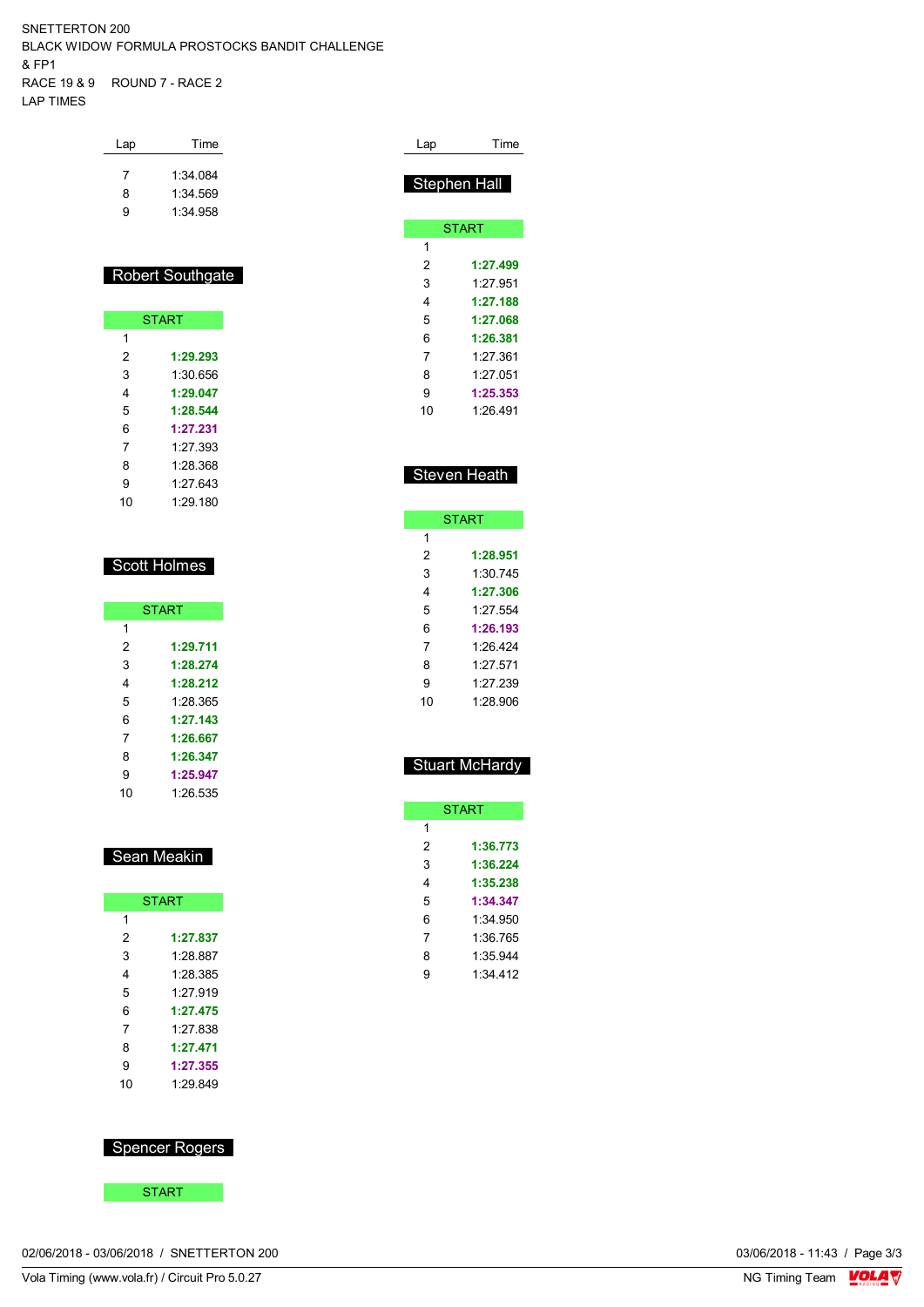SNETTERTON 200
BLACK WIDOW FORMULA PROSTOCKS BANDIT CHALLENGE
& FP1
RACE 19 & 9    ROUND 7 - RACE 2
LAP TIMES

| Lap | Time |
|---|---|
| 7 | 1:34.084 |
| 8 | 1:34.569 |
| 9 | 1:34.958 |

### Robert Southgate

| Lap | Time |
|---|---|
| START | |
| 1 | |
| 2 | **1:29.293** |
| 3 | 1:30.656 |
| 4 | **1:29.047** |
| 5 | **1:28.544** |
| 6 | **1:27.231** |
| 7 | 1:27.393 |
| 8 | 1:28.368 |
| 9 | 1:27.643 |
| 10 | 1:29.180 |

### Scott Holmes

| Lap | Time |
|---|---|
| START | |
| 1 | |
| 2 | **1:29.711** |
| 3 | **1:28.274** |
| 4 | **1:28.212** |
| 5 | 1:28.365 |
| 6 | **1:27.143** |
| 7 | **1:26.667** |
| 8 | **1:26.347** |
| 9 | **1:25.947** |
| 10 | 1:26.535 |

### Sean Meakin

| Lap | Time |
|---|---|
| START | |
| 1 | |
| 2 | **1:27.837** |
| 3 | 1:28.887 |
| 4 | 1:28.385 |
| 5 | 1:27.919 |
| 6 | **1:27.475** |
| 7 | 1:27.838 |
| 8 | **1:27.471** |
| 9 | **1:27.355** |
| 10 | 1:29.849 |

### Spencer Rogers

| Lap | Time |
|---|---|
| START | |

### Stephen Hall

| Lap | Time |
|---|---|
| START | |
| 1 | |
| 2 | **1:27.499** |
| 3 | 1:27.951 |
| 4 | **1:27.188** |
| 5 | **1:27.068** |
| 6 | **1:26.381** |
| 7 | 1:27.361 |
| 8 | 1:27.051 |
| 9 | **1:25.353** |
| 10 | 1:26.491 |

### Steven Heath

| Lap | Time |
|---|---|
| START | |
| 1 | |
| 2 | **1:28.951** |
| 3 | 1:30.745 |
| 4 | **1:27.306** |
| 5 | 1:27.554 |
| 6 | **1:26.193** |
| 7 | 1:26.424 |
| 8 | 1:27.571 |
| 9 | 1:27.239 |
| 10 | 1:28.906 |

### Stuart McHardy

| Lap | Time |
|---|---|
| START | |
| 1 | |
| 2 | **1:36.773** |
| 3 | **1:36.224** |
| 4 | **1:35.238** |
| 5 | **1:34.347** |
| 6 | 1:34.950 |
| 7 | 1:36.765 |
| 8 | 1:35.944 |
| 9 | 1:34.412 |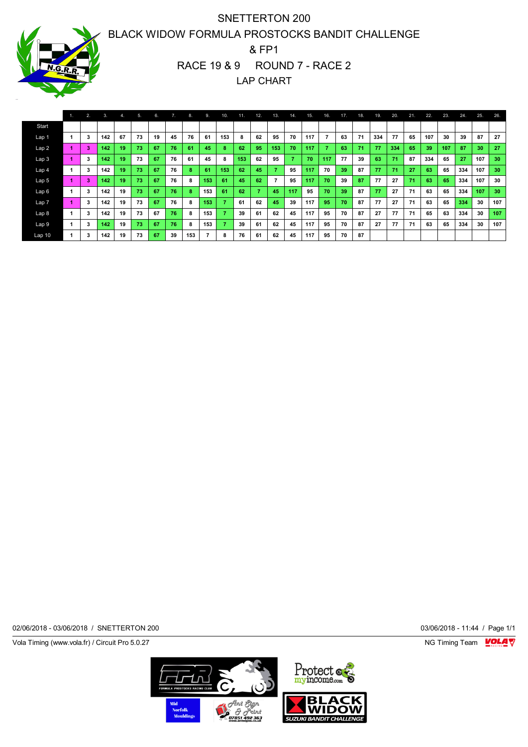# SNETTERTON 200

## BLACK WIDOW FORMULA PROSTOCKS BANDIT CHALLENGE & FP1

## RACE 19 & 9 ROUND 7 - RACE 2

## LAP CHART

| | 1. | 2. | 3. | 4. | 5. | 6. | 7. | 8. | 9. | 10. | 11. | 12. | 13. | 14. | 15. | 16. | 17. | 18. | 19. | 20. | 21. | 22. | 23. | 24. | 25. | 26. |
|---|---|---|---|---|---|---|---|---|---|---|---|---|---|---|---|---|---|---|---|---|---|---|---|---|---|---|
| Start | | | | | | | | | | | | | | | | | | | | | | | | | | |
| Lap 1 | 1 | 3 | 142 | 67 | 73 | 19 | 45 | 76 | 61 | 153 | 8 | 62 | 95 | 70 | 117 | 7 | 63 | 71 | 334 | 77 | 65 | 107 | 30 | 39 | 87 | 27 |
| Lap 2 | 1 | 3 | 142 | 19 | 73 | 67 | 76 | 61 | 45 | 8 | 62 | 95 | 153 | 70 | 117 | 7 | 63 | 71 | 77 | 334 | 65 | 39 | 107 | 87 | 30 | 27 |
| Lap 3 | 1 | 3 | 142 | 19 | 73 | 67 | 76 | 61 | 45 | 8 | 153 | 62 | 95 | 7 | 70 | 117 | 77 | 39 | 63 | 71 | 87 | 334 | 65 | 27 | 107 | 30 |
| Lap 4 | 1 | 3 | 142 | 19 | 73 | 67 | 76 | 8 | 61 | 153 | 62 | 45 | 7 | 95 | 117 | 70 | 39 | 87 | 77 | 71 | 27 | 63 | 65 | 334 | 107 | 30 |
| Lap 5 | 1 | 3 | 142 | 19 | 73 | 67 | 76 | 8 | 153 | 61 | 45 | 62 | 7 | 95 | 117 | 70 | 39 | 87 | 77 | 27 | 71 | 63 | 65 | 334 | 107 | 30 |
| Lap 6 | 1 | 3 | 142 | 19 | 73 | 67 | 76 | 8 | 153 | 61 | 62 | 7 | 45 | 117 | 95 | 70 | 39 | 87 | 77 | 27 | 71 | 63 | 65 | 334 | 107 | 30 |
| Lap 7 | 1 | 3 | 142 | 19 | 73 | 67 | 76 | 8 | 153 | 7 | 61 | 62 | 45 | 39 | 117 | 95 | 70 | 87 | 77 | 27 | 71 | 63 | 65 | 334 | 30 | 107 |
| Lap 8 | 1 | 3 | 142 | 19 | 73 | 67 | 76 | 8 | 153 | 7 | 39 | 61 | 62 | 45 | 117 | 95 | 70 | 87 | 27 | 77 | 71 | 65 | 63 | 334 | 30 | 107 |
| Lap 9 | 1 | 3 | 142 | 19 | 73 | 67 | 76 | 8 | 153 | 7 | 39 | 61 | 62 | 45 | 117 | 95 | 70 | 87 | 27 | 77 | 71 | 63 | 65 | 334 | 30 | 107 |
| Lap 10 | 1 | 3 | 142 | 19 | 73 | 67 | 39 | 153 | 7 | 8 | 76 | 61 | 62 | 45 | 117 | 95 | 70 | 87 | | | | | | | | |

02/06/2018 - 03/06/2018 / SNETTERTON 200

03/06/2018 - 11:44

Vola Timing (www.vola.fr) / Circuit Pro 5.0.27

NG Timing Team